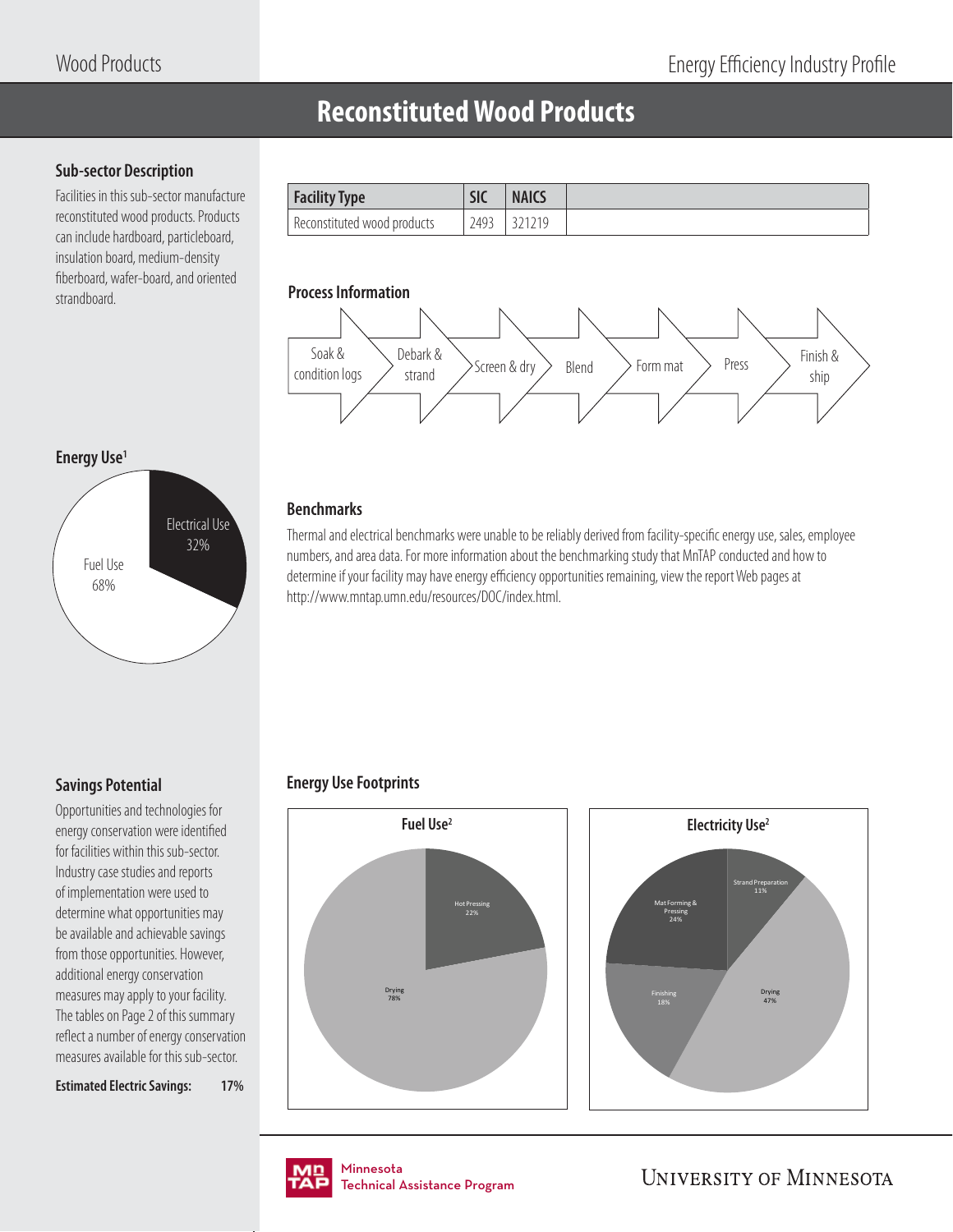# Reconstituted Wood Products

## Sub-sector Description

Facilities in this sub-sector manufacture reconstituted wood products. Products can include hardboard, particleboard, insulation board, medium-density fiberboard, wafer-board, and oriented strandboard.

| Facility Type | SIC | NAICS | |
|---|---|---|---|
| Reconstituted wood products | 2493 | 321219 | |

## Process Information

Soak & condition logs → Debark & strand → Screen & dry → Blend → Form mat → Press → Finish & ship

## Energy Use[1]

Electrical Use
32%

Fuel Use
68%

## Benchmarks

Thermal and electrical benchmarks were unable to be reliably derived from facility-specific energy use, sales, employee numbers, and area data. For more information about the benchmarking study that MnTAP conducted and how to determine if your facility may have energy efficiency opportunities remaining, view the report Web pages at http://www.mntap.umn.edu/resources/DOC/index.html.

## Savings Potential

Opportunities and technologies for energy conservation were identified for facilities within this sub-sector. Industry case studies and reports of implementation were used to determine what opportunities may be available and achievable savings from those opportunities. However, additional energy conservation measures may apply to your facility. The tables on Page 2 of this summary reflect a number of energy conservation measures available for this sub-sector.

**Estimated Electric Savings: 17%**

## Energy Use Footprints

**Fuel Use[2]**

Hot Pressing
22%

Drying
78%

**Electricity Use[2]**

Strand Preparation
11%

Mat Forming & Pressing
24%

Finishing
18%

Drying
47%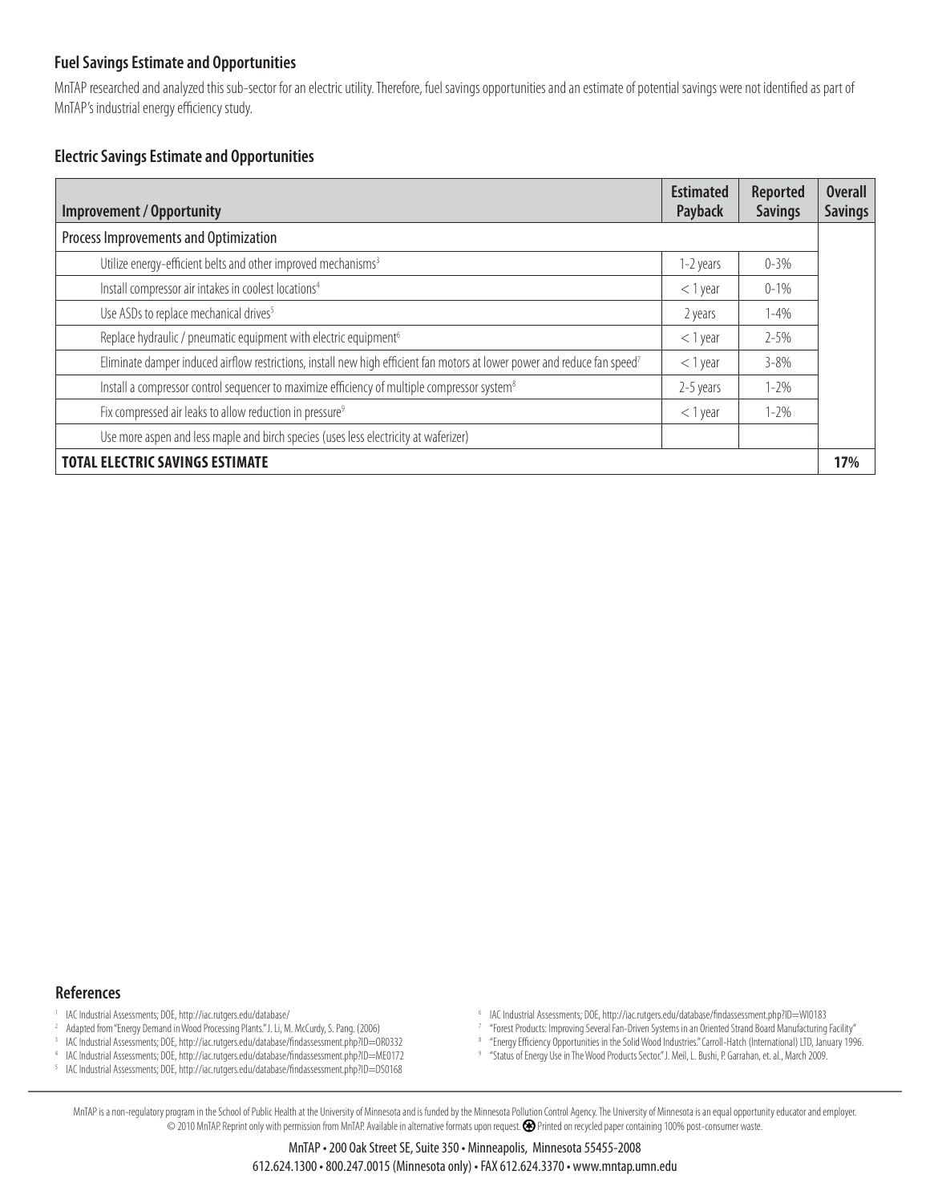### Fuel Savings Estimate and Opportunities

MnTAP researched and analyzed this sub-sector for an electric utility. Therefore, fuel savings opportunities and an estimate of potential savings were not identified as part of MnTAP's industrial energy efficiency study.

### Electric Savings Estimate and Opportunities

| Improvement / Opportunity | Estimated Payback | Reported Savings | Overall Savings |
|---|---|---|---|
| Process Improvements and Optimization | | | |
| Utilize energy-efficient belts and other improved mechanisms[3] | 1-2 years | 0-3% | |
| Install compressor air intakes in coolest locations[4] | < 1 year | 0-1% | |
| Use ASDs to replace mechanical drives[5] | 2 years | 1-4% | |
| Replace hydraulic / pneumatic equipment with electric equipment[6] | < 1 year | 2-5% | |
| Eliminate damper induced airflow restrictions, install new high efficient fan motors at lower power and reduce fan speed[7] | < 1 year | 3-8% | |
| Install a compressor control sequencer to maximize efficiency of multiple compressor system[8] | 2-5 years | 1-2% | |
| Fix compressed air leaks to allow reduction in pressure[9] | < 1 year | 1-2% | |
| Use more aspen and less maple and birch species (uses less electricity at waferizer) | | | |
| **TOTAL ELECTRIC SAVINGS ESTIMATE** | | | **17%** |

### References

1. IAC Industrial Assessments; DOE, http://iac.rutgers.edu/database/
2. Adapted from "Energy Demand in Wood Processing Plants." J. Li, M. McCurdy, S. Pang. (2006)
3. IAC Industrial Assessments; DOE, http://iac.rutgers.edu/database/findassessment.php?ID=OR0332
4. IAC Industrial Assessments; DOE, http://iac.rutgers.edu/database/findassessment.php?ID=ME0172
5. IAC Industrial Assessments; DOE, http://iac.rutgers.edu/database/findassessment.php?ID=DS0168
6. IAC Industrial Assessments; DOE, http://iac.rutgers.edu/database/findassessment.php?ID=WI0183
7. "Forest Products: Improving Several Fan-Driven Systems in an Oriented Strand Board Manufacturing Facility"
8. "Energy Efficiency Opportunities in the Solid Wood Industries." Carroll-Hatch (International) LTD, January 1996.
9. "Status of Energy Use in The Wood Products Sector." J. Meil, L. Bushi, P. Garrahan, et. al., March 2009.

MnTAP is a non-regulatory program in the School of Public Health at the University of Minnesota and is funded by the Minnesota Pollution Control Agency. The University of Minnesota is an equal opportunity educator and employer. © 2010 MnTAP. Reprint only with permission from MnTAP. Available in alternative formats upon request. Printed on recycled paper containing 100% post-consumer waste.

MnTAP • 200 Oak Street SE, Suite 350 • Minneapolis, Minnesota 55455-2008
612.624.1300 • 800.247.0015 (Minnesota only) • FAX 612.624.3370 • www.mntap.umn.edu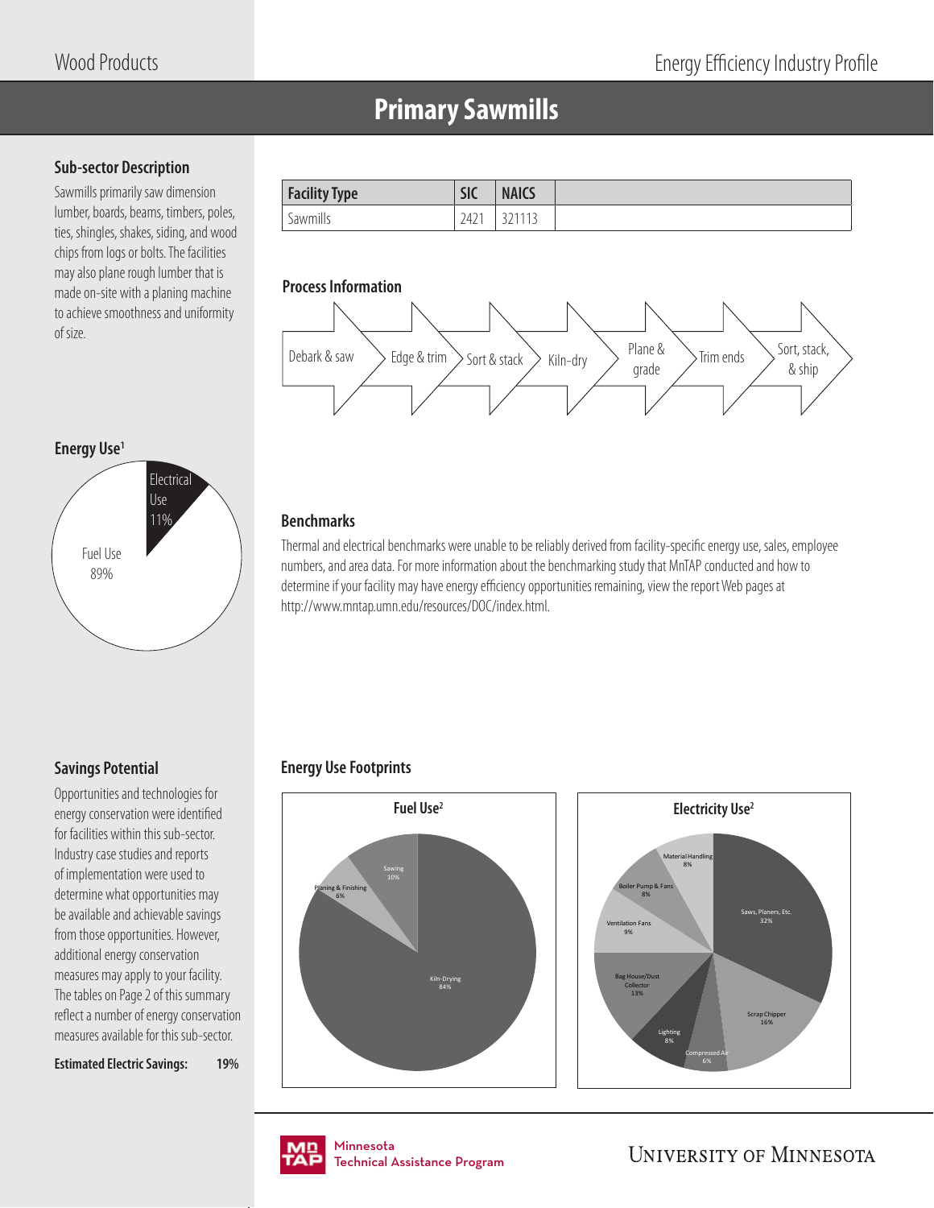# Primary Sawmills

## Sub-sector Description

Sawmills primarily saw dimension lumber, boards, beams, timbers, poles, ties, shingles, shakes, siding, and wood chips from logs or bolts. The facilities may also plane rough lumber that is made on-site with a planing machine to achieve smoothness and uniformity of size.

| Facility Type | SIC | NAICS | |
|---|---|---|---|
| Sawmills | 2421 | 321113 | |

## Process Information

Debark & saw → Edge & trim → Sort & stack → Kiln-dry → Plane & grade → Trim ends → Sort, stack, & ship

## Energy Use[1]

Electrical Use
11%

Fuel Use
89%

## Benchmarks

Thermal and electrical benchmarks were unable to be reliably derived from facility-specific energy use, sales, employee numbers, and area data. For more information about the benchmarking study that MnTAP conducted and how to determine if your facility may have energy efficiency opportunities remaining, view the report Web pages at http://www.mntap.umn.edu/resources/DOC/index.html.

## Savings Potential

Opportunities and technologies for energy conservation were identified for facilities within this sub-sector. Industry case studies and reports of implementation were used to determine what opportunities may be available and achievable savings from those opportunities. However, additional energy conservation measures may apply to your facility. The tables on Page 2 of this summary reflect a number of energy conservation measures available for this sub-sector.

**Estimated Electric Savings: 19%**

## Energy Use Footprints

**Fuel Use[2]**

Sawing
10%

Planing & Finishing
6%

Kiln-Drying
84%

**Electricity Use[2]**

Material Handling
8%

Boiler Pump & Fans
8%

Ventilation Fans
9%

Bag House/Dust Collector
13%

Lighting
8%

Compressed Air
6%

Scrap Chipper
16%

Saws, Planers, Etc.
32%

Minnesota Technical Assistance Program

University of Minnesota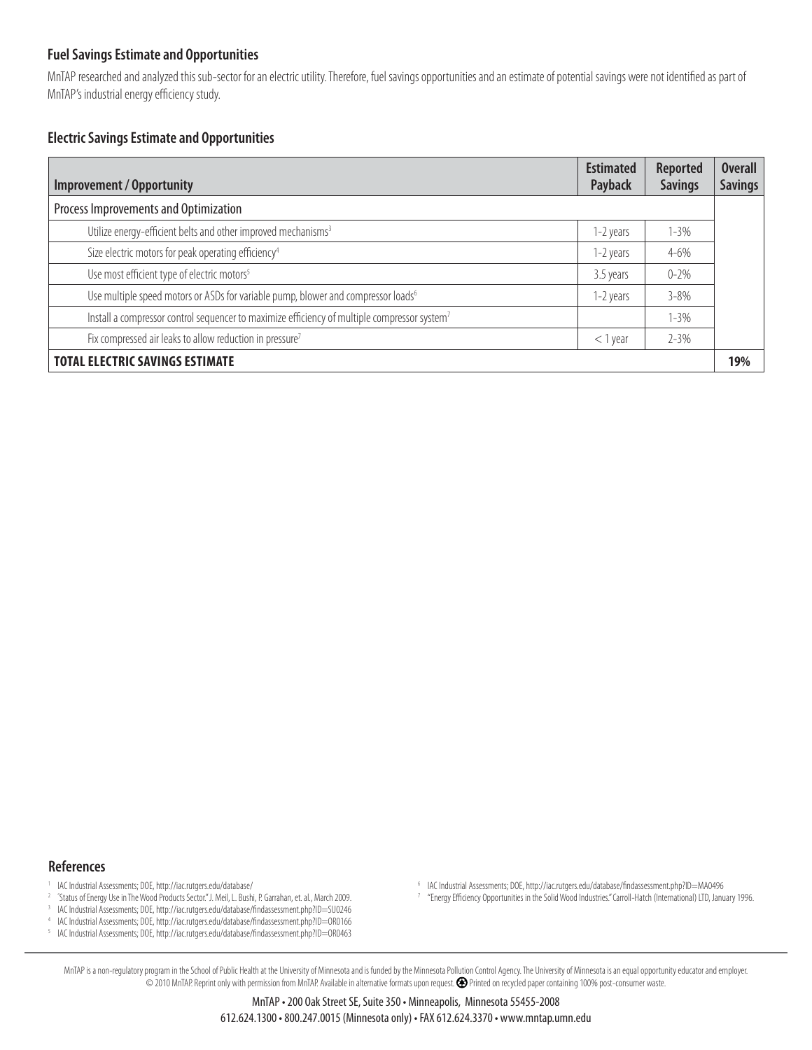### Fuel Savings Estimate and Opportunities

MnTAP researched and analyzed this sub-sector for an electric utility. Therefore, fuel savings opportunities and an estimate of potential savings were not identified as part of MnTAP's industrial energy efficiency study.

### Electric Savings Estimate and Opportunities

| Improvement / Opportunity | Estimated Payback | Reported Savings | Overall Savings |
|---|---|---|---|
| Process Improvements and Optimization | | | |
| Utilize energy-efficient belts and other improved mechanisms[3] | 1-2 years | 1-3% | |
| Size electric motors for peak operating efficiency[4] | 1-2 years | 4-6% | |
| Use most efficient type of electric motors[5] | 3.5 years | 0-2% | |
| Use multiple speed motors or ASDs for variable pump, blower and compressor loads[6] | 1-2 years | 3-8% | |
| Install a compressor control sequencer to maximize efficiency of multiple compressor system[7] | | 1-3% | |
| Fix compressed air leaks to allow reduction in pressure[7] | < 1 year | 2-3% | |
| **TOTAL ELECTRIC SAVINGS ESTIMATE** | | | **19%** |

### References

1. IAC Industrial Assessments; DOE, http://iac.rutgers.edu/database/
2. "Status of Energy Use in The Wood Products Sector." J. Meil, L. Bushi, P. Garrahan, et. al., March 2009.
3. IAC Industrial Assessments; DOE, http://iac.rutgers.edu/database/findassessment.php?ID=SU0246
4. IAC Industrial Assessments; DOE, http://iac.rutgers.edu/database/findassessment.php?ID=OR0166
5. IAC Industrial Assessments; DOE, http://iac.rutgers.edu/database/findassessment.php?ID=OR0463
6. IAC Industrial Assessments; DOE, http://iac.rutgers.edu/database/findassessment.php?ID=MA0496
7. "Energy Efficiency Opportunities in the Solid Wood Industries." Carroll-Hatch (International) LTD, January 1996.

MnTAP is a non-regulatory program in the School of Public Health at the University of Minnesota and is funded by the Minnesota Pollution Control Agency. The University of Minnesota is an equal opportunity educator and employer. © 2010 MnTAP. Reprint only with permission from MnTAP. Available in alternative formats upon request. Printed on recycled paper containing 100% post-consumer waste.

MnTAP • 200 Oak Street SE, Suite 350 • Minneapolis, Minnesota 55455-2008
612.624.1300 • 800.247.0015 (Minnesota only) • FAX 612.624.3370 • www.mntap.umn.edu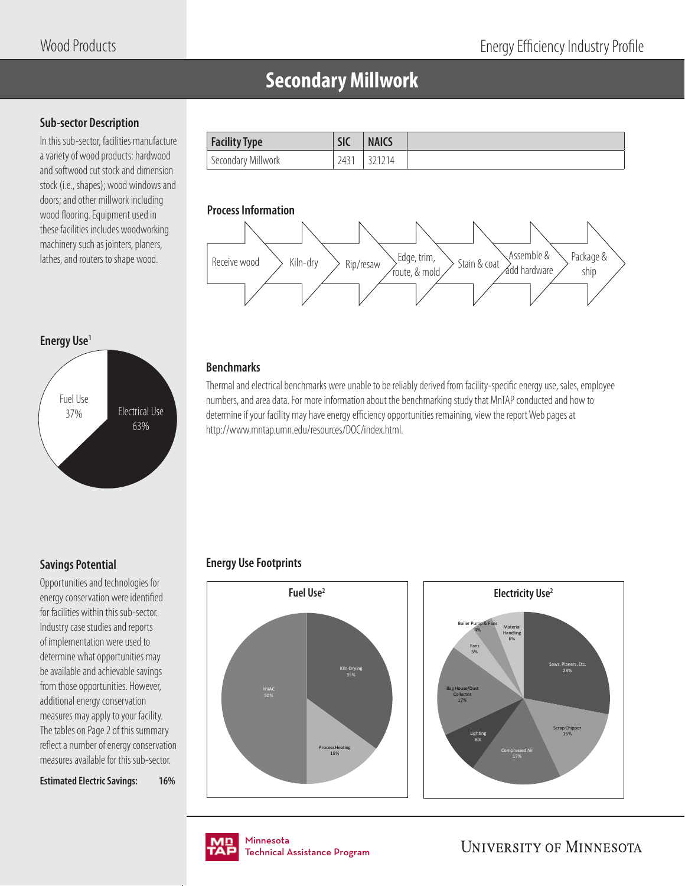# Secondary Millwork

## Sub-sector Description

In this sub-sector, facilities manufacture a variety of wood products: hardwood and softwood cut stock and dimension stock (i.e., shapes); wood windows and doors; and other millwork including wood flooring. Equipment used in these facilities includes woodworking machinery such as jointers, planers, lathes, and routers to shape wood.

| Facility Type | SIC | NAICS | |
|---|---|---|---|
| Secondary Millwork | 2431 | 321214 | |

## Process Information

Receive wood → Kiln-dry → Rip/resaw → Edge, trim, route, & mold → Stain & coat → Assemble & add hardware → Package & ship

## Energy Use[1]

Fuel Use 37%

Electrical Use 63%

## Benchmarks

Thermal and electrical benchmarks were unable to be reliably derived from facility-specific energy use, sales, employee numbers, and area data. For more information about the benchmarking study that MnTAP conducted and how to determine if your facility may have energy efficiency opportunities remaining, view the report Web pages at http://www.mntap.umn.edu/resources/DOC/index.html.

## Savings Potential

Opportunities and technologies for energy conservation were identified for facilities within this sub-sector. Industry case studies and reports of implementation were used to determine what opportunities may be available and achievable savings from those opportunities. However, additional energy conservation measures may apply to your facility. The tables on Page 2 of this summary reflect a number of energy conservation measures available for this sub-sector.

**Estimated Electric Savings: 16%**

## Energy Use Footprints

**Fuel Use[2]**

Kiln-Drying 35%

Process Heating 15%

HVAC 50%

**Electricity Use[2]**

Saws, Planers, Etc. 28%

Scrap Chipper 15%

Compressed Air 17%

Lighting 8%

Bag House/Dust Collector 17%

Fans 5%

Boiler Pump & Fans 4%

Material Handling 6%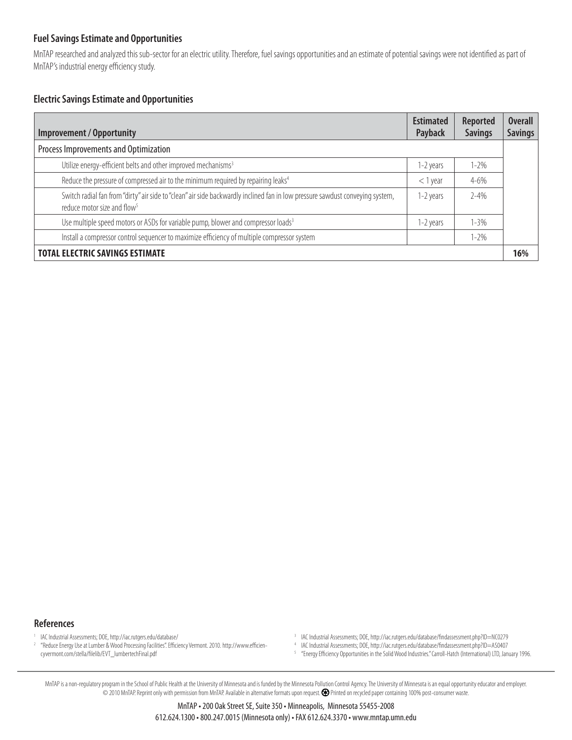### Fuel Savings Estimate and Opportunities

MnTAP researched and analyzed this sub-sector for an electric utility. Therefore, fuel savings opportunities and an estimate of potential savings were not identified as part of MnTAP's industrial energy efficiency study.

### Electric Savings Estimate and Opportunities

| Improvement / Opportunity | Estimated Payback | Reported Savings | Overall Savings |
|---|---|---|---|
| Process Improvements and Optimization | | | |
| Utilize energy-efficient belts and other improved mechanisms[3] | 1-2 years | 1-2% | |
| Reduce the pressure of compressed air to the minimum required by repairing leaks[4] | < 1 year | 4-6% | |
| Switch radial fan from "dirty" air side to "clean" air side backwardly inclined fan in low pressure sawdust conveying system, reduce motor size and flow[5] | 1-2 years | 2-4% | |
| Use multiple speed motors or ASDs for variable pump, blower and compressor loads[3] | 1-2 years | 1-3% | |
| Install a compressor control sequencer to maximize efficiency of multiple compressor system | | 1-2% | |
| **TOTAL ELECTRIC SAVINGS ESTIMATE** | | | **16%** |

### References

1. IAC Industrial Assessments; DOE, http://iac.rutgers.edu/database/
2. "Reduce Energy Use at Lumber & Wood Processing Facilities". Efficiency Vermont. 2010. http://www.efficiencyvermont.com/stella/filelib/EVT_lumbertechFinal.pdf
3. IAC Industrial Assessments; DOE, http://iac.rutgers.edu/database/findassessment.php?ID=NC0279
4. IAC Industrial Assessments; DOE, http://iac.rutgers.edu/database/findassessment.php?ID=AS0407
5. "Energy Efficiency Opportunities in the Solid Wood Industries." Carroll-Hatch (International) LTD, January 1996.

MnTAP is a non-regulatory program in the School of Public Health at the University of Minnesota and is funded by the Minnesota Pollution Control Agency. The University of Minnesota is an equal opportunity educator and employer. © 2010 MnTAP. Reprint only with permission from MnTAP. Available in alternative formats upon request. Printed on recycled paper containing 100% post-consumer waste.

MnTAP • 200 Oak Street SE, Suite 350 • Minneapolis, Minnesota 55455-2008
612.624.1300 • 800.247.0015 (Minnesota only) • FAX 612.624.3370 • www.mntap.umn.edu